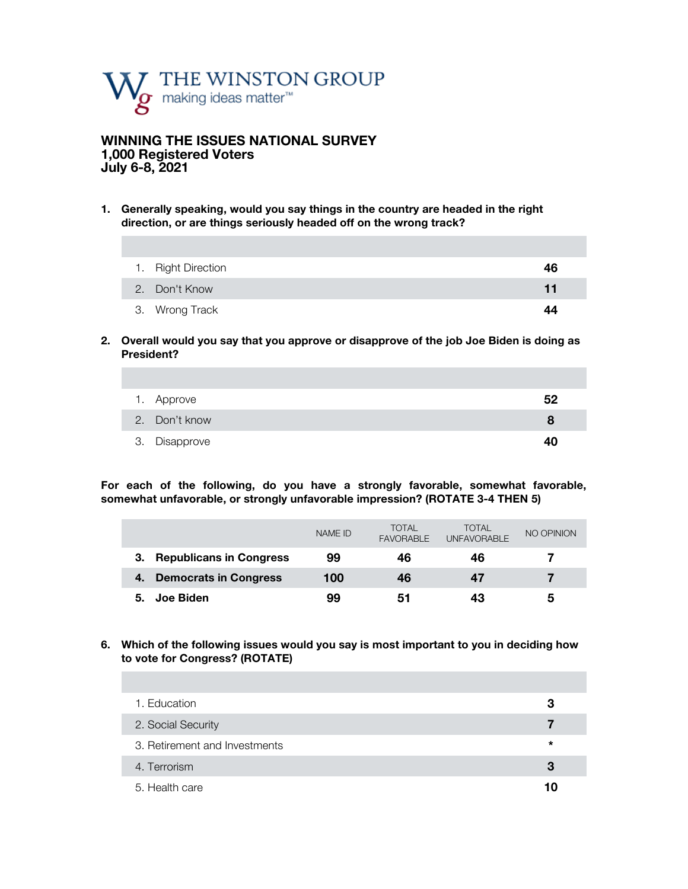THE WINSTON GROUP
making ideas matter™

# WINNING THE ISSUES NATIONAL SURVEY
## 1,000 Registered Voters
## July 6-8, 2021

**1. Generally speaking, would you say things in the country are headed in the right direction, or are things seriously headed off on the wrong track?**

| | |
|---|---|
| 1. Right Direction | **46** |
| 2. Don't Know | **11** |
| 3. Wrong Track | **44** |

**2. Overall would you say that you approve or disapprove of the job Joe Biden is doing as President?**

| | |
|---|---|
| 1. Approve | **52** |
| 2. Don't know | **8** |
| 3. Disapprove | **40** |

**For each of the following, do you have a strongly favorable, somewhat favorable, somewhat unfavorable, or strongly unfavorable impression? (ROTATE 3-4 THEN 5)**

| | NAME ID | TOTAL FAVORABLE | TOTAL UNFAVORABLE | NO OPINION |
|---|---|---|---|---|
| **3. Republicans in Congress** | **99** | **46** | **46** | **7** |
| **4. Democrats in Congress** | **100** | **46** | **47** | **7** |
| **5. Joe Biden** | **99** | **51** | **43** | **5** |

**6. Which of the following issues would you say is most important to you in deciding how to vote for Congress? (ROTATE)**

| | |
|---|---|
| 1. Education | **3** |
| 2. Social Security | **7** |
| 3. Retirement and Investments | * |
| 4. Terrorism | **3** |
| 5. Health care | **10** |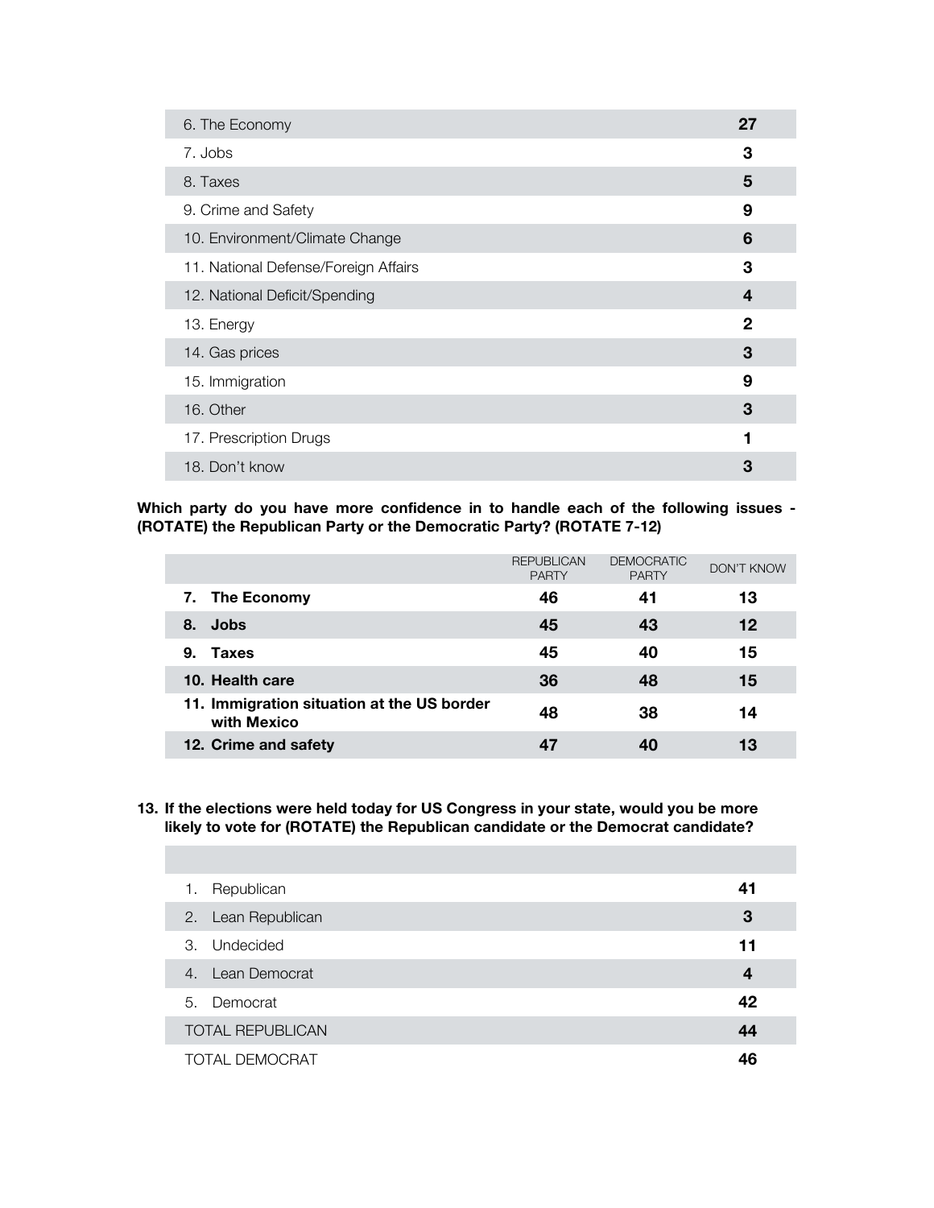| | |
|---|---|
| 6. The Economy | **27** |
| 7. Jobs | **3** |
| 8. Taxes | **5** |
| 9. Crime and Safety | **9** |
| 10. Environment/Climate Change | **6** |
| 11. National Defense/Foreign Affairs | **3** |
| 12. National Deficit/Spending | **4** |
| 13. Energy | **2** |
| 14. Gas prices | **3** |
| 15. Immigration | **9** |
| 16. Other | **3** |
| 17. Prescription Drugs | **1** |
| 18. Don't know | **3** |

**Which party do you have more confidence in to handle each of the following issues - (ROTATE) the Republican Party or the Democratic Party? (ROTATE 7-12)**

| | REPUBLICAN PARTY | DEMOCRATIC PARTY | DON'T KNOW |
|---|---|---|---|
| **7. The Economy** | **46** | **41** | **13** |
| **8. Jobs** | **45** | **43** | **12** |
| **9. Taxes** | **45** | **40** | **15** |
| **10. Health care** | **36** | **48** | **15** |
| **11. Immigration situation at the US border with Mexico** | **48** | **38** | **14** |
| **12. Crime and safety** | **47** | **40** | **13** |

**13. If the elections were held today for US Congress in your state, would you be more likely to vote for (ROTATE) the Republican candidate or the Democrat candidate?**

| | |
|---|---|
| 1. Republican | **41** |
| 2. Lean Republican | **3** |
| 3. Undecided | **11** |
| 4. Lean Democrat | **4** |
| 5. Democrat | **42** |
| TOTAL REPUBLICAN | **44** |
| TOTAL DEMOCRAT | **46** |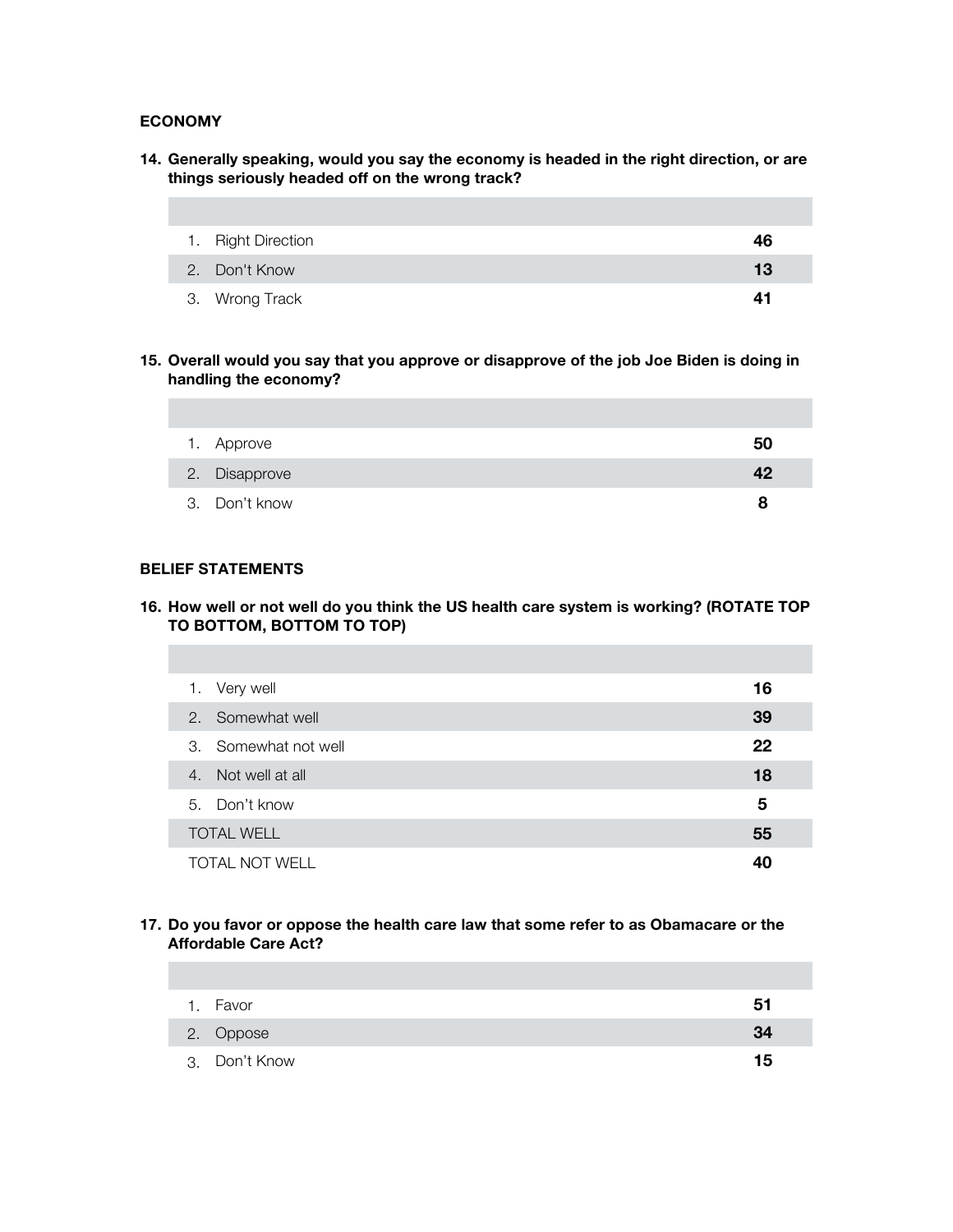## ECONOMY

**14. Generally speaking, would you say the economy is headed in the right direction, or are things seriously headed off on the wrong track?**

| | |
|---|---|
| 1. Right Direction | **46** |
| 2. Don't Know | **13** |
| 3. Wrong Track | **41** |

**15. Overall would you say that you approve or disapprove of the job Joe Biden is doing in handling the economy?**

| | |
|---|---|
| 1. Approve | **50** |
| 2. Disapprove | **42** |
| 3. Don't know | **8** |

## BELIEF STATEMENTS

**16. How well or not well do you think the US health care system is working? (ROTATE TOP TO BOTTOM, BOTTOM TO TOP)**

| | |
|---|---|
| 1. Very well | **16** |
| 2. Somewhat well | **39** |
| 3. Somewhat not well | **22** |
| 4. Not well at all | **18** |
| 5. Don't know | **5** |
| TOTAL WELL | **55** |
| TOTAL NOT WELL | **40** |

**17. Do you favor or oppose the health care law that some refer to as Obamacare or the Affordable Care Act?**

| | |
|---|---|
| 1. Favor | **51** |
| 2. Oppose | **34** |
| 3. Don't Know | **15** |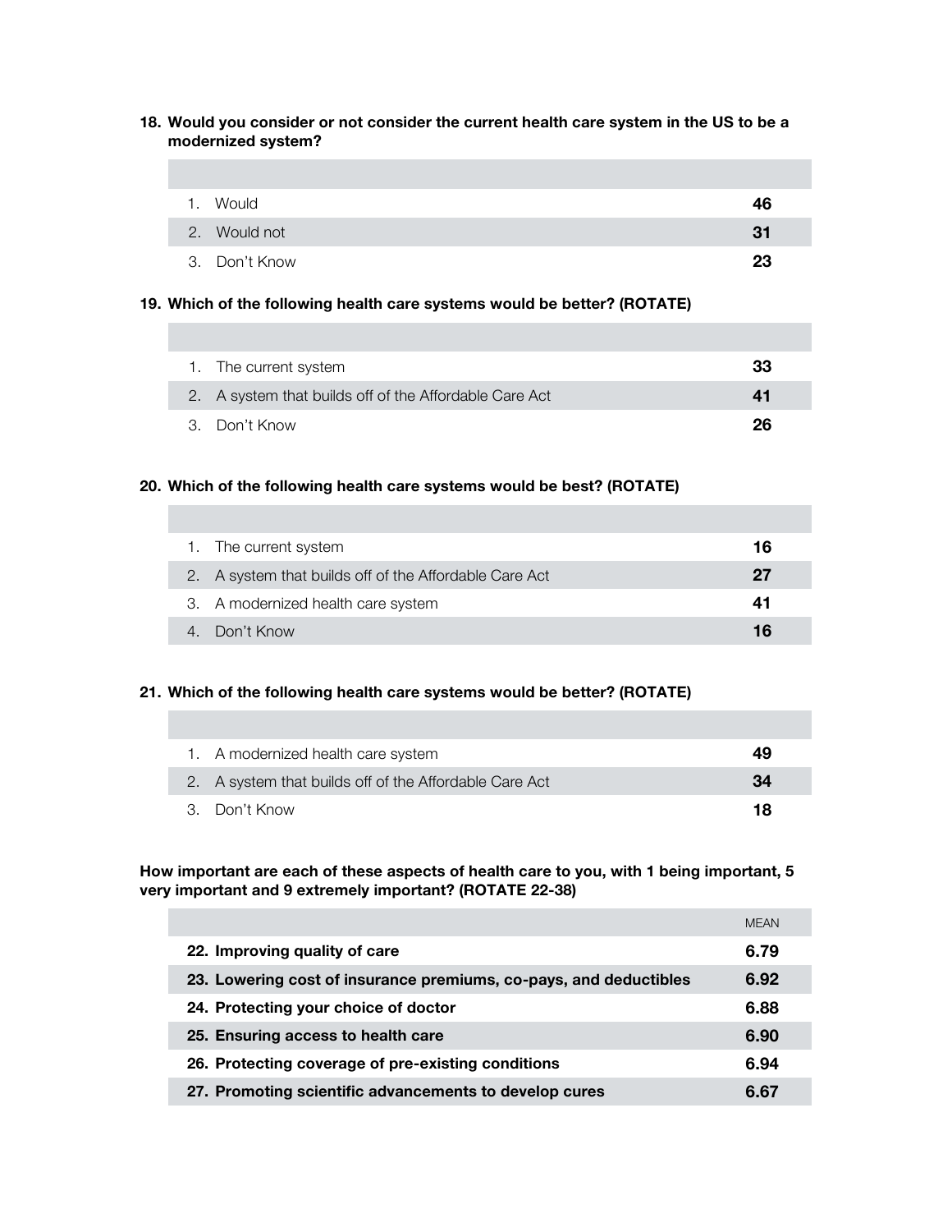**18. Would you consider or not consider the current health care system in the US to be a modernized system?**

| | |
|---|---|
| 1. Would | **46** |
| 2. Would not | **31** |
| 3. Don't Know | **23** |

**19. Which of the following health care systems would be better? (ROTATE)**

| | |
|---|---|
| 1. The current system | **33** |
| 2. A system that builds off of the Affordable Care Act | **41** |
| 3. Don't Know | **26** |

**20. Which of the following health care systems would be best? (ROTATE)**

| | |
|---|---|
| 1. The current system | **16** |
| 2. A system that builds off of the Affordable Care Act | **27** |
| 3. A modernized health care system | **41** |
| 4. Don't Know | **16** |

**21. Which of the following health care systems would be better? (ROTATE)**

| | |
|---|---|
| 1. A modernized health care system | **49** |
| 2. A system that builds off of the Affordable Care Act | **34** |
| 3. Don't Know | **18** |

**How important are each of these aspects of health care to you, with 1 being important, 5 very important and 9 extremely important? (ROTATE 22-38)**

| | MEAN |
|---|---|
| **22. Improving quality of care** | **6.79** |
| **23. Lowering cost of insurance premiums, co-pays, and deductibles** | **6.92** |
| **24. Protecting your choice of doctor** | **6.88** |
| **25. Ensuring access to health care** | **6.90** |
| **26. Protecting coverage of pre-existing conditions** | **6.94** |
| **27. Promoting scientific advancements to develop cures** | **6.67** |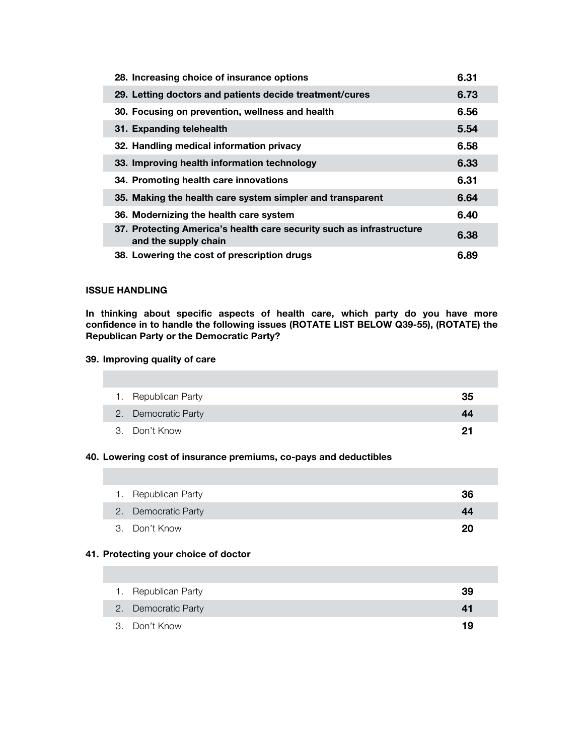| | |
|---|---|
| **28. Increasing choice of insurance options** | **6.31** |
| **29. Letting doctors and patients decide treatment/cures** | **6.73** |
| **30. Focusing on prevention, wellness and health** | **6.56** |
| **31. Expanding telehealth** | **5.54** |
| **32. Handling medical information privacy** | **6.58** |
| **33. Improving health information technology** | **6.33** |
| **34. Promoting health care innovations** | **6.31** |
| **35. Making the health care system simpler and transparent** | **6.64** |
| **36. Modernizing the health care system** | **6.40** |
| **37. Protecting America's health care security such as infrastructure and the supply chain** | **6.38** |
| **38. Lowering the cost of prescription drugs** | **6.89** |

**ISSUE HANDLING**

**In thinking about specific aspects of health care, which party do you have more confidence in to handle the following issues (ROTATE LIST BELOW Q39-55), (ROTATE) the Republican Party or the Democratic Party?**

**39. Improving quality of care**

| | |
|---|---|
| 1. Republican Party | **35** |
| 2. Democratic Party | **44** |
| 3. Don't Know | **21** |

**40. Lowering cost of insurance premiums, co-pays and deductibles**

| | |
|---|---|
| 1. Republican Party | **36** |
| 2. Democratic Party | **44** |
| 3. Don't Know | **20** |

**41. Protecting your choice of doctor**

| | |
|---|---|
| 1. Republican Party | **39** |
| 2. Democratic Party | **41** |
| 3. Don't Know | **19** |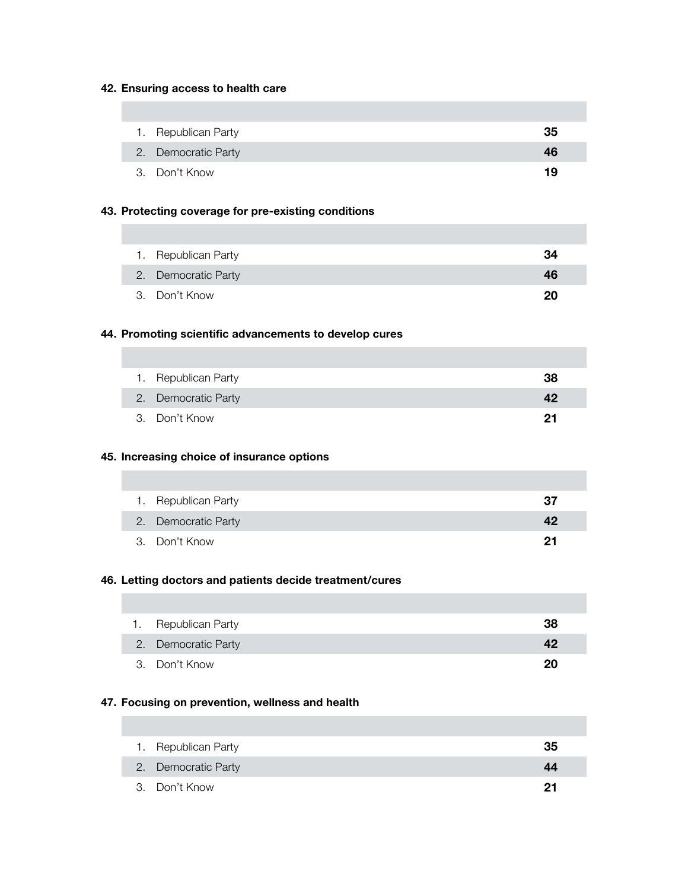**42. Ensuring access to health care**

| | | |
|---|---|---|
| 1. | Republican Party | **35** |
| 2. | Democratic Party | **46** |
| 3. | Don't Know | **19** |

**43. Protecting coverage for pre-existing conditions**

| | | |
|---|---|---|
| 1. | Republican Party | **34** |
| 2. | Democratic Party | **46** |
| 3. | Don't Know | **20** |

**44. Promoting scientific advancements to develop cures**

| | | |
|---|---|---|
| 1. | Republican Party | **38** |
| 2. | Democratic Party | **42** |
| 3. | Don't Know | **21** |

**45. Increasing choice of insurance options**

| | | |
|---|---|---|
| 1. | Republican Party | **37** |
| 2. | Democratic Party | **42** |
| 3. | Don't Know | **21** |

**46. Letting doctors and patients decide treatment/cures**

| | | |
|---|---|---|
| 1. | Republican Party | **38** |
| 2. | Democratic Party | **42** |
| 3. | Don't Know | **20** |

**47. Focusing on prevention, wellness and health**

| | | |
|---|---|---|
| 1. | Republican Party | **35** |
| 2. | Democratic Party | **44** |
| 3. | Don't Know | **21** |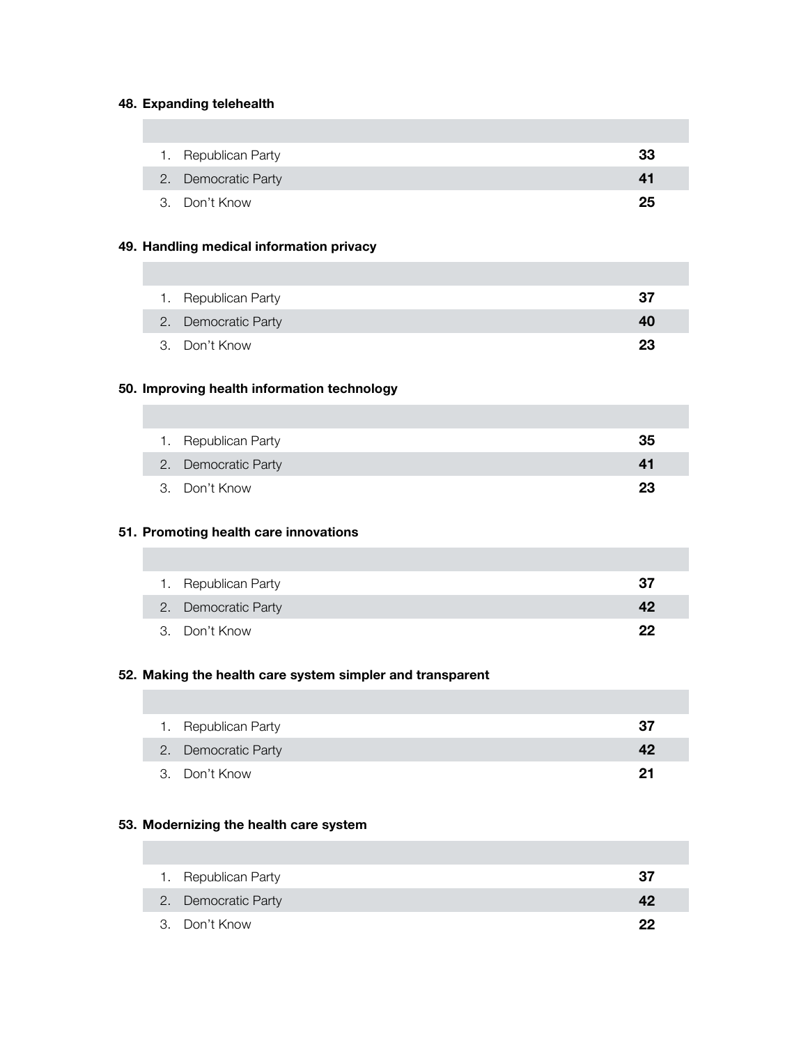**48. Expanding telehealth**

| | |
|---|---|
| 1. Republican Party | **33** |
| 2. Democratic Party | **41** |
| 3. Don't Know | **25** |

**49. Handling medical information privacy**

| | |
|---|---|
| 1. Republican Party | **37** |
| 2. Democratic Party | **40** |
| 3. Don't Know | **23** |

**50. Improving health information technology**

| | |
|---|---|
| 1. Republican Party | **35** |
| 2. Democratic Party | **41** |
| 3. Don't Know | **23** |

**51. Promoting health care innovations**

| | |
|---|---|
| 1. Republican Party | **37** |
| 2. Democratic Party | **42** |
| 3. Don't Know | **22** |

**52. Making the health care system simpler and transparent**

| | |
|---|---|
| 1. Republican Party | **37** |
| 2. Democratic Party | **42** |
| 3. Don't Know | **21** |

**53. Modernizing the health care system**

| | |
|---|---|
| 1. Republican Party | **37** |
| 2. Democratic Party | **42** |
| 3. Don't Know | **22** |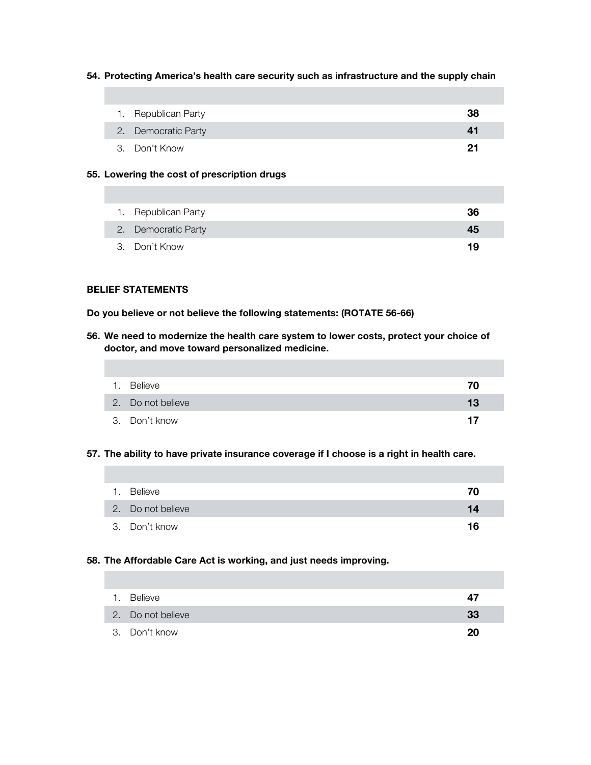**54. Protecting America's health care security such as infrastructure and the supply chain**

| | |
|---|---|
| 1. Republican Party | **38** |
| 2. Democratic Party | **41** |
| 3. Don't Know | **21** |

**55. Lowering the cost of prescription drugs**

| | |
|---|---|
| 1. Republican Party | **36** |
| 2. Democratic Party | **45** |
| 3. Don't Know | **19** |

**BELIEF STATEMENTS**

**Do you believe or not believe the following statements: (ROTATE 56-66)**

**56. We need to modernize the health care system to lower costs, protect your choice of doctor, and move toward personalized medicine.**

| | |
|---|---|
| 1. Believe | **70** |
| 2. Do not believe | **13** |
| 3. Don't know | **17** |

**57. The ability to have private insurance coverage if I choose is a right in health care.**

| | |
|---|---|
| 1. Believe | **70** |
| 2. Do not believe | **14** |
| 3. Don't know | **16** |

**58. The Affordable Care Act is working, and just needs improving.**

| | |
|---|---|
| 1. Believe | **47** |
| 2. Do not believe | **33** |
| 3. Don't know | **20** |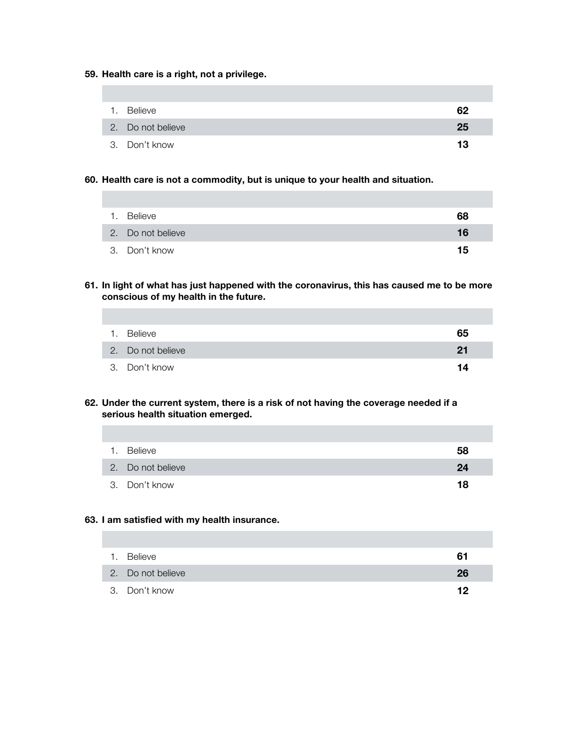**59. Health care is a right, not a privilege.**

| | |
|---|---|
| 1. Believe | **62** |
| 2. Do not believe | **25** |
| 3. Don't know | **13** |

**60. Health care is not a commodity, but is unique to your health and situation.**

| | |
|---|---|
| 1. Believe | **68** |
| 2. Do not believe | **16** |
| 3. Don't know | **15** |

**61. In light of what has just happened with the coronavirus, this has caused me to be more conscious of my health in the future.**

| | |
|---|---|
| 1. Believe | **65** |
| 2. Do not believe | **21** |
| 3. Don't know | **14** |

**62. Under the current system, there is a risk of not having the coverage needed if a serious health situation emerged.**

| | |
|---|---|
| 1. Believe | **58** |
| 2. Do not believe | **24** |
| 3. Don't know | **18** |

**63. I am satisfied with my health insurance.**

| | |
|---|---|
| 1. Believe | **61** |
| 2. Do not believe | **26** |
| 3. Don't know | **12** |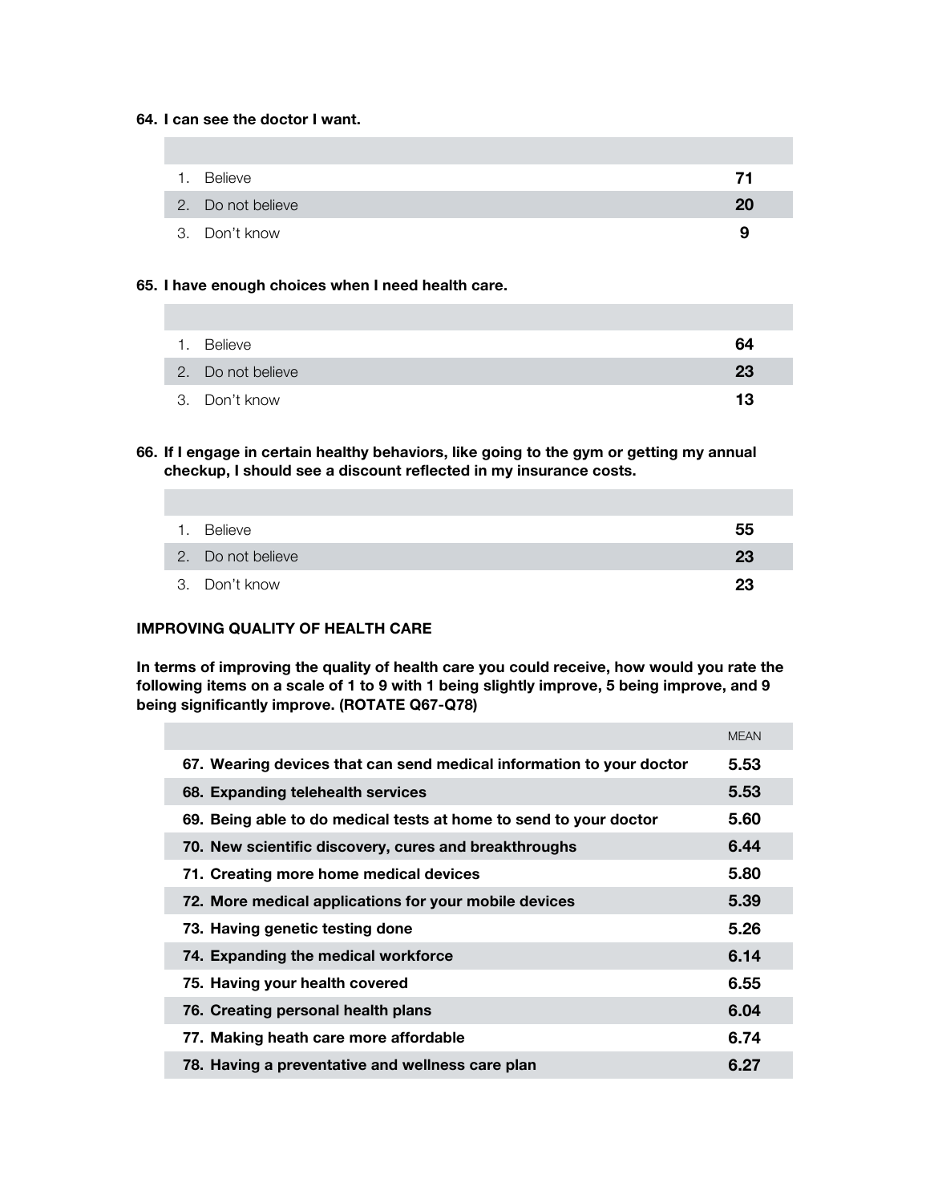**64. I can see the doctor I want.**

| | |
|---|---|
| 1. Believe | **71** |
| 2. Do not believe | **20** |
| 3. Don't know | **9** |

**65. I have enough choices when I need health care.**

| | |
|---|---|
| 1. Believe | **64** |
| 2. Do not believe | **23** |
| 3. Don't know | **13** |

**66. If I engage in certain healthy behaviors, like going to the gym or getting my annual checkup, I should see a discount reflected in my insurance costs.**

| | |
|---|---|
| 1. Believe | **55** |
| 2. Do not believe | **23** |
| 3. Don't know | **23** |

**IMPROVING QUALITY OF HEALTH CARE**

**In terms of improving the quality of health care you could receive, how would you rate the following items on a scale of 1 to 9 with 1 being slightly improve, 5 being improve, and 9 being significantly improve. (ROTATE Q67-Q78)**

| | MEAN |
|---|---|
| **67. Wearing devices that can send medical information to your doctor** | **5.53** |
| **68. Expanding telehealth services** | **5.53** |
| **69. Being able to do medical tests at home to send to your doctor** | **5.60** |
| **70. New scientific discovery, cures and breakthroughs** | **6.44** |
| **71. Creating more home medical devices** | **5.80** |
| **72. More medical applications for your mobile devices** | **5.39** |
| **73. Having genetic testing done** | **5.26** |
| **74. Expanding the medical workforce** | **6.14** |
| **75. Having your health covered** | **6.55** |
| **76. Creating personal health plans** | **6.04** |
| **77. Making heath care more affordable** | **6.74** |
| **78. Having a preventative and wellness care plan** | **6.27** |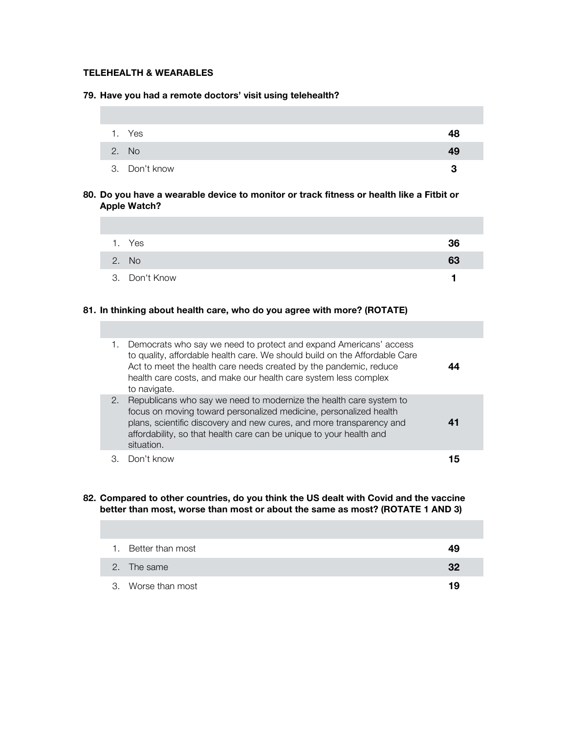### TELEHEALTH & WEARABLES

**79. Have you had a remote doctors' visit using telehealth?**

| | |
|---|---|
| 1. Yes | **48** |
| 2. No | **49** |
| 3. Don't know | **3** |

**80. Do you have a wearable device to monitor or track fitness or health like a Fitbit or Apple Watch?**

| | |
|---|---|
| 1. Yes | **36** |
| 2. No | **63** |
| 3. Don't Know | **1** |

**81. In thinking about health care, who do you agree with more? (ROTATE)**

| | |
|---|---|
| 1. Democrats who say we need to protect and expand Americans' access to quality, affordable health care. We should build on the Affordable Care Act to meet the health care needs created by the pandemic, reduce health care costs, and make our health care system less complex to navigate. | **44** |
| 2. Republicans who say we need to modernize the health care system to focus on moving toward personalized medicine, personalized health plans, scientific discovery and new cures, and more transparency and affordability, so that health care can be unique to your health and situation. | **41** |
| 3. Don't know | **15** |

**82. Compared to other countries, do you think the US dealt with Covid and the vaccine better than most, worse than most or about the same as most? (ROTATE 1 AND 3)**

| | |
|---|---|
| 1. Better than most | **49** |
| 2. The same | **32** |
| 3. Worse than most | **19** |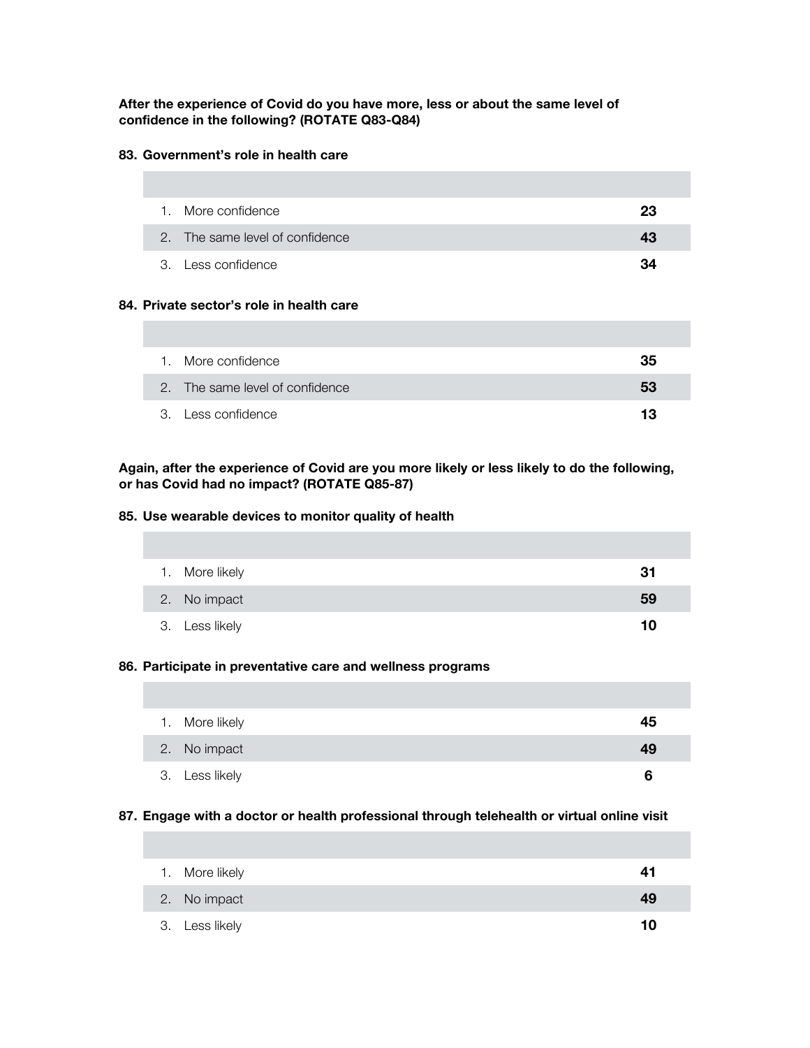**After the experience of Covid do you have more, less or about the same level of confidence in the following? (ROTATE Q83-Q84)**

**83. Government's role in health care**

| | |
|---|---|
| 1. More confidence | **23** |
| 2. The same level of confidence | **43** |
| 3. Less confidence | **34** |

**84. Private sector's role in health care**

| | |
|---|---|
| 1. More confidence | **35** |
| 2. The same level of confidence | **53** |
| 3. Less confidence | **13** |

**Again, after the experience of Covid are you more likely or less likely to do the following, or has Covid had no impact? (ROTATE Q85-87)**

**85. Use wearable devices to monitor quality of health**

| | |
|---|---|
| 1. More likely | **31** |
| 2. No impact | **59** |
| 3. Less likely | **10** |

**86. Participate in preventative care and wellness programs**

| | |
|---|---|
| 1. More likely | **45** |
| 2. No impact | **49** |
| 3. Less likely | **6** |

**87. Engage with a doctor or health professional through telehealth or virtual online visit**

| | |
|---|---|
| 1. More likely | **41** |
| 2. No impact | **49** |
| 3. Less likely | **10** |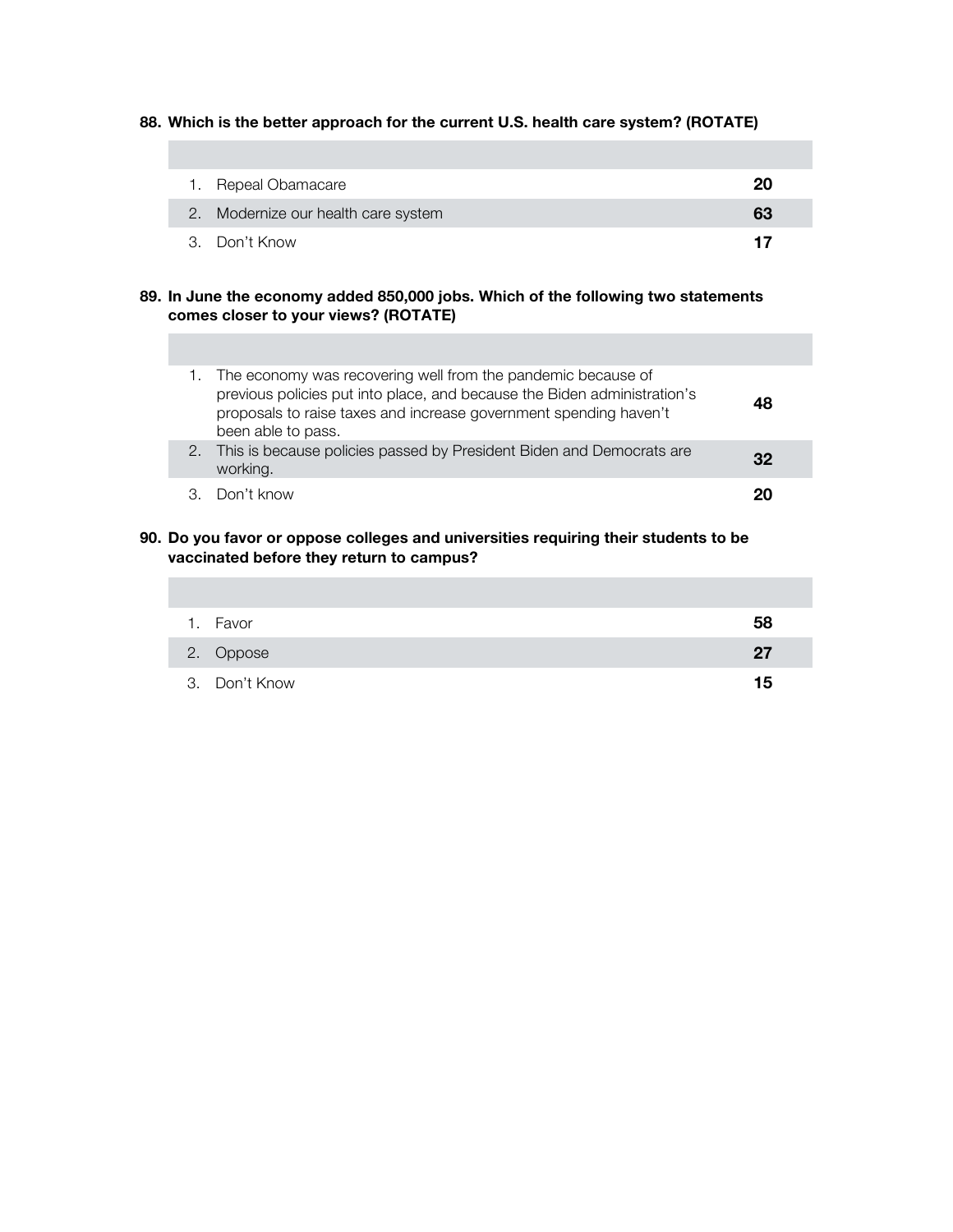**88. Which is the better approach for the current U.S. health care system? (ROTATE)**

| | |
|---|---|
| 1. Repeal Obamacare | **20** |
| 2. Modernize our health care system | **63** |
| 3. Don't Know | **17** |

**89. In June the economy added 850,000 jobs. Which of the following two statements comes closer to your views? (ROTATE)**

| | |
|---|---|
| 1. The economy was recovering well from the pandemic because of previous policies put into place, and because the Biden administration's proposals to raise taxes and increase government spending haven't been able to pass. | **48** |
| 2. This is because policies passed by President Biden and Democrats are working. | **32** |
| 3. Don't know | **20** |

**90. Do you favor or oppose colleges and universities requiring their students to be vaccinated before they return to campus?**

| | |
|---|---|
| 1. Favor | **58** |
| 2. Oppose | **27** |
| 3. Don't Know | **15** |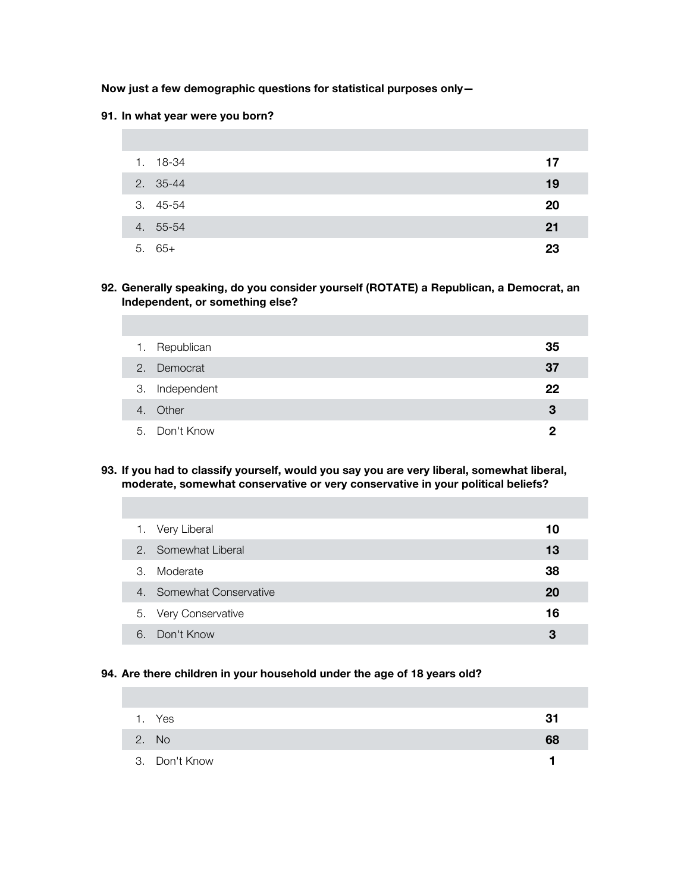**Now just a few demographic questions for statistical purposes only—**

**91. In what year were you born?**

| | |
|---|---|
| 1. 18-34 | **17** |
| 2. 35-44 | **19** |
| 3. 45-54 | **20** |
| 4. 55-54 | **21** |
| 5. 65+ | **23** |

**92. Generally speaking, do you consider yourself (ROTATE) a Republican, a Democrat, an Independent, or something else?**

| | |
|---|---|
| 1. Republican | **35** |
| 2. Democrat | **37** |
| 3. Independent | **22** |
| 4. Other | **3** |
| 5. Don't Know | **2** |

**93. If you had to classify yourself, would you say you are very liberal, somewhat liberal, moderate, somewhat conservative or very conservative in your political beliefs?**

| | |
|---|---|
| 1. Very Liberal | **10** |
| 2. Somewhat Liberal | **13** |
| 3. Moderate | **38** |
| 4. Somewhat Conservative | **20** |
| 5. Very Conservative | **16** |
| 6. Don't Know | **3** |

**94. Are there children in your household under the age of 18 years old?**

| | |
|---|---|
| 1. Yes | **31** |
| 2. No | **68** |
| 3. Don't Know | **1** |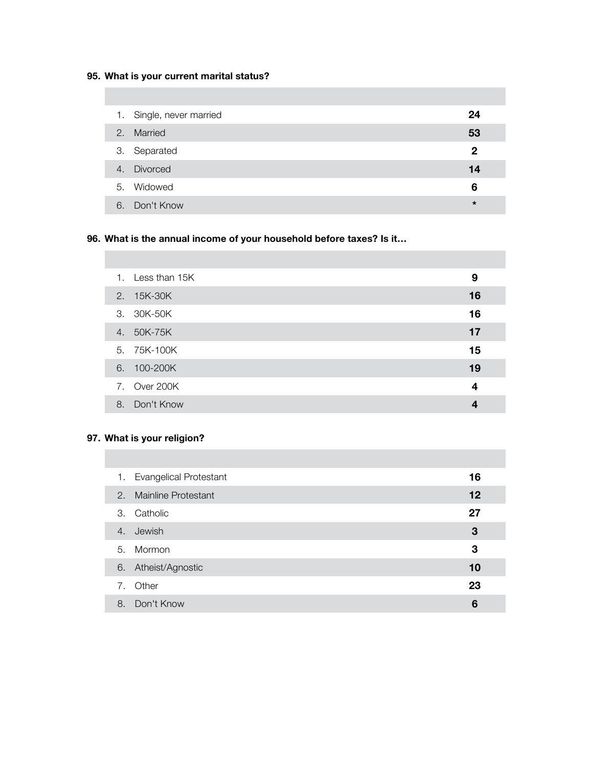**95. What is your current marital status?**

| | | |
|---|---|---|
| 1. | Single, never married | **24** |
| 2. | Married | **53** |
| 3. | Separated | **2** |
| 4. | Divorced | **14** |
| 5. | Widowed | **6** |
| 6. | Don't Know | ***** |

**96. What is the annual income of your household before taxes? Is it…**

| | | |
|---|---|---|
| 1. | Less than 15K | **9** |
| 2. | 15K-30K | **16** |
| 3. | 30K-50K | **16** |
| 4. | 50K-75K | **17** |
| 5. | 75K-100K | **15** |
| 6. | 100-200K | **19** |
| 7. | Over 200K | **4** |
| 8. | Don't Know | **4** |

**97. What is your religion?**

| | | |
|---|---|---|
| 1. | Evangelical Protestant | **16** |
| 2. | Mainline Protestant | **12** |
| 3. | Catholic | **27** |
| 4. | Jewish | **3** |
| 5. | Mormon | **3** |
| 6. | Atheist/Agnostic | **10** |
| 7. | Other | **23** |
| 8. | Don't Know | **6** |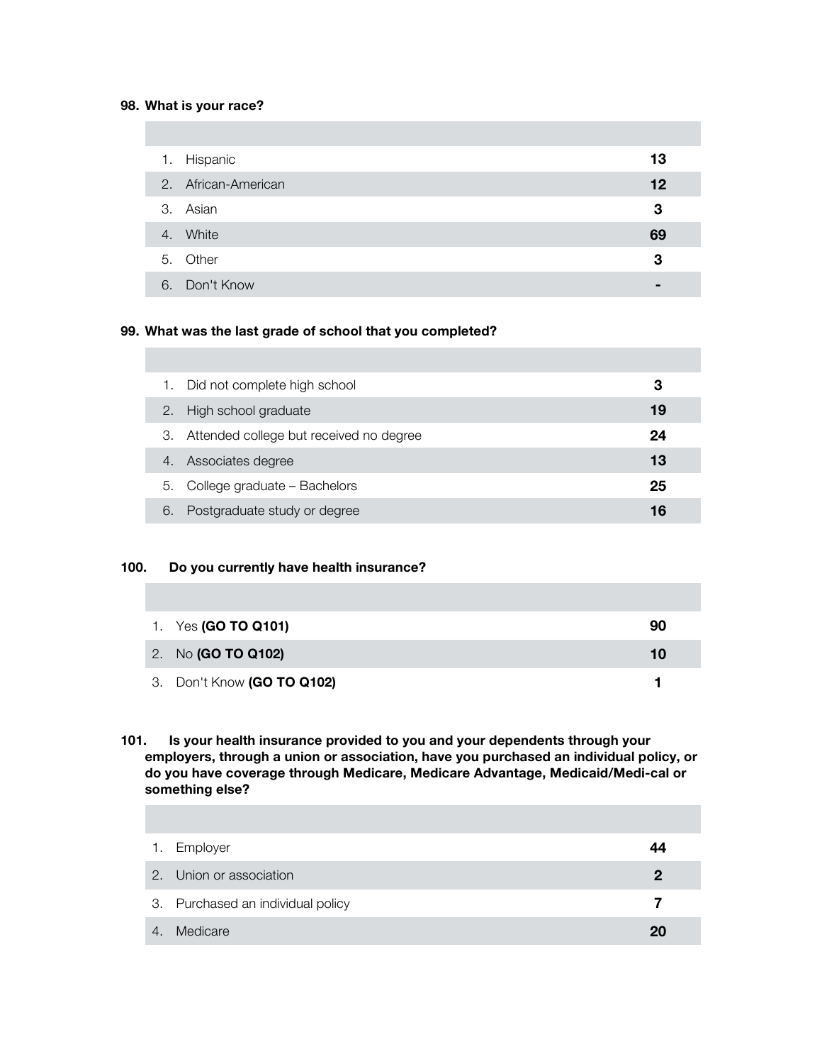**98. What is your race?**

| | |
|---|---|
| 1. Hispanic | **13** |
| 2. African-American | **12** |
| 3. Asian | **3** |
| 4. White | **69** |
| 5. Other | **3** |
| 6. Don't Know | **-** |

**99. What was the last grade of school that you completed?**

| | |
|---|---|
| 1. Did not complete high school | **3** |
| 2. High school graduate | **19** |
| 3. Attended college but received no degree | **24** |
| 4. Associates degree | **13** |
| 5. College graduate – Bachelors | **25** |
| 6. Postgraduate study or degree | **16** |

**100. Do you currently have health insurance?**

| | |
|---|---|
| 1. Yes **(GO TO Q101)** | **90** |
| 2. No **(GO TO Q102)** | **10** |
| 3. Don't Know **(GO TO Q102)** | **1** |

**101. Is your health insurance provided to you and your dependents through your employers, through a union or association, have you purchased an individual policy, or do you have coverage through Medicare, Medicare Advantage, Medicaid/Medi-cal or something else?**

| | |
|---|---|
| 1. Employer | **44** |
| 2. Union or association | **2** |
| 3. Purchased an individual policy | **7** |
| 4. Medicare | **20** |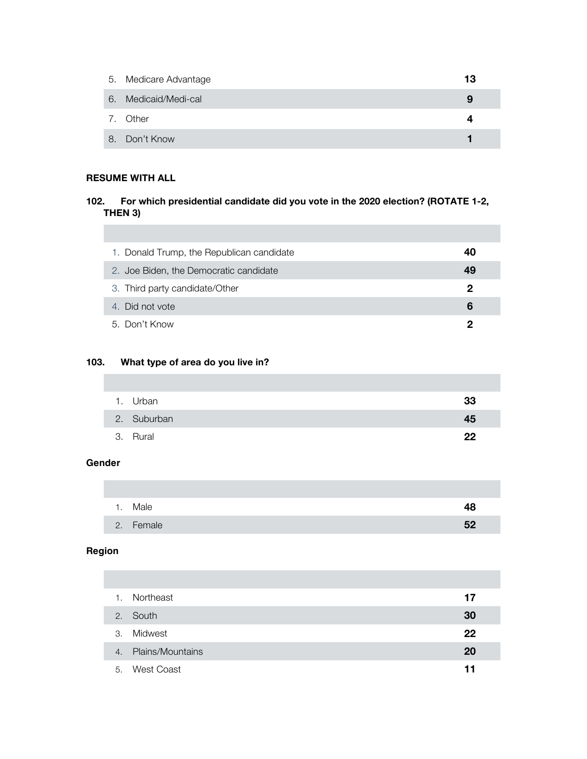| | |
|---|---|
| 5. Medicare Advantage | **13** |
| 6. Medicaid/Medi-cal | **9** |
| 7. Other | **4** |
| 8. Don't Know | **1** |

**RESUME WITH ALL**

**102. For which presidential candidate did you vote in the 2020 election? (ROTATE 1-2, THEN 3)**

| | |
|---|---|
| 1. Donald Trump, the Republican candidate | **40** |
| 2. Joe Biden, the Democratic candidate | **49** |
| 3. Third party candidate/Other | **2** |
| 4. Did not vote | **6** |
| 5. Don't Know | **2** |

**103. What type of area do you live in?**

| | |
|---|---|
| 1. Urban | **33** |
| 2. Suburban | **45** |
| 3. Rural | **22** |

**Gender**

| | |
|---|---|
| 1. Male | **48** |
| 2. Female | **52** |

**Region**

| | |
|---|---|
| 1. Northeast | **17** |
| 2. South | **30** |
| 3. Midwest | **22** |
| 4. Plains/Mountains | **20** |
| 5. West Coast | **11** |